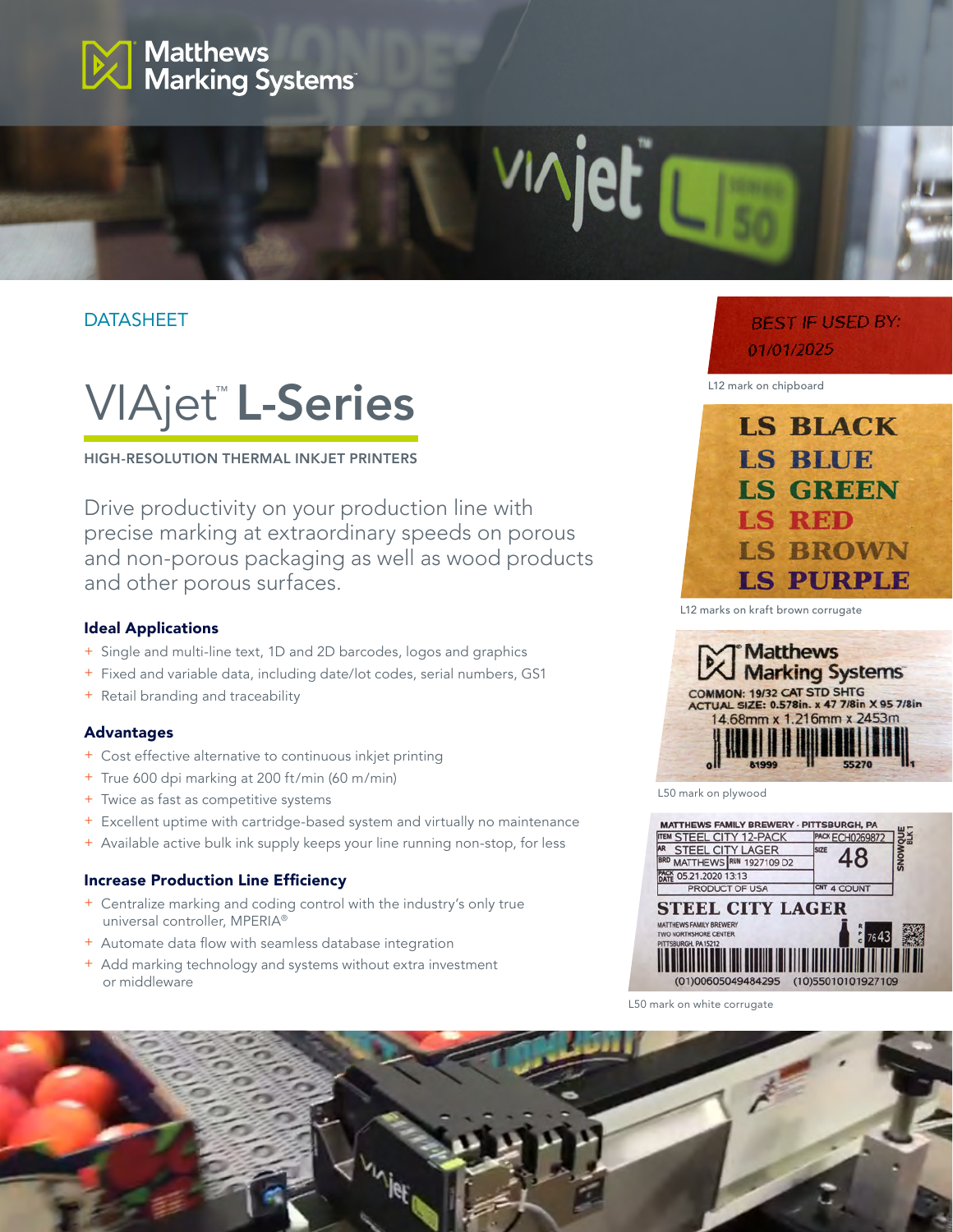DATASHEET

# VIAjet™ L-Series

HIGH-RESOLUTION THERMAL INKJET PRINTERS

Drive productivity on your production line with precise marking at extraordinary speeds on porous and non-porous packaging as well as wood products and other porous surfaces.

### Ideal Applications

- Single and multi-line text, 1D and 2D barcodes, logos and graphics
- Fixed and variable data, including date/lot codes, serial numbers, GS1
- Retail branding and traceability

### Advantages

- Cost effective alternative to continuous inkjet printing
- True 600 dpi marking at 200 ft/min (60 m/min)
- Twice as fast as competitive systems
- Excellent uptime with cartridge-based system and virtually no maintenance
- Available active bulk ink supply keeps your line running non-stop, for less

### Increase Production Line Efficiency

- Centralize marking and coding control with the industry's only true universal controller, MPERIA®
- Automate data flow with seamless database integration
- Add marking technology and systems without extra investment or middleware

L12 mark on chipboard

L12 marks on kraft brown corrugate

L50 mark on plywood

L50 mark on white corrugate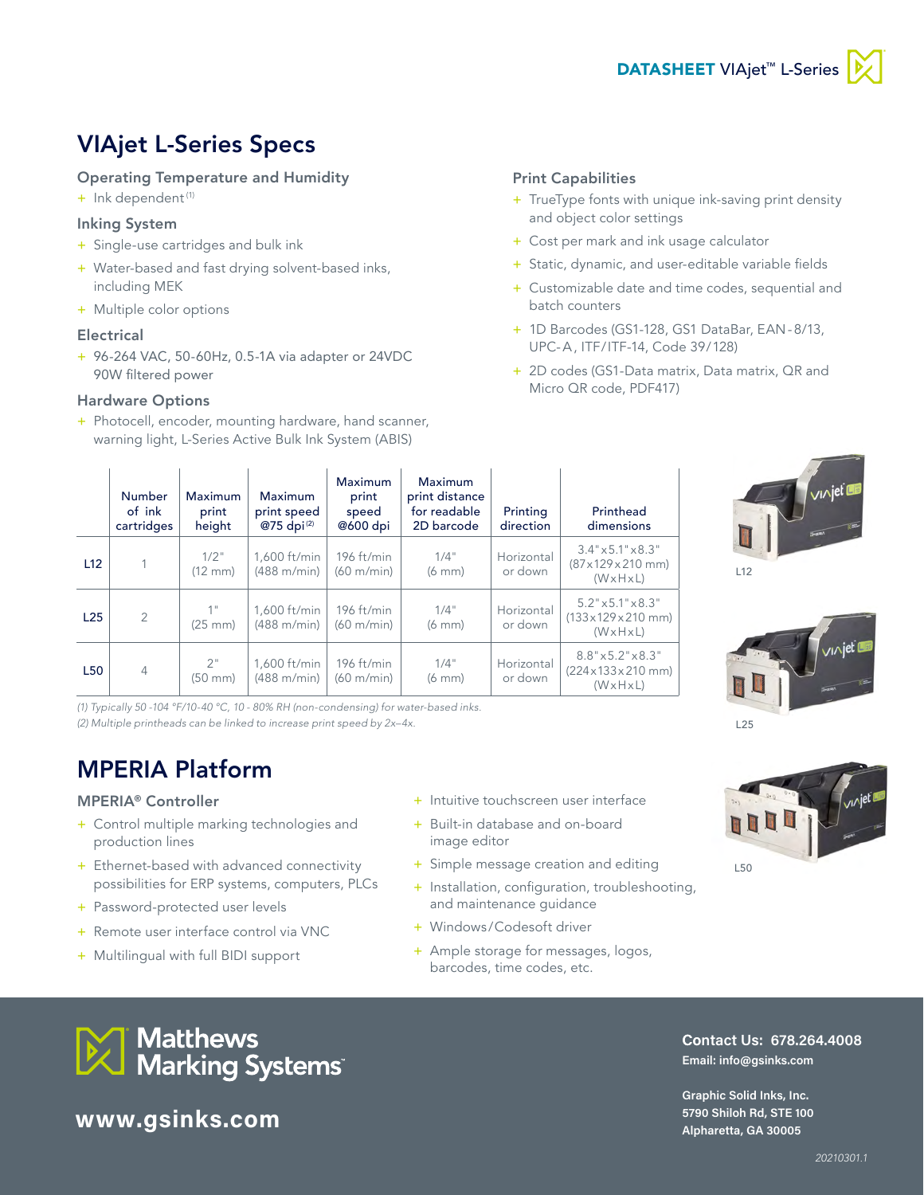# VIAjet L-Series Specs

### Operating Temperature and Humidity

- Ink dependent[1]

### Inking System

- Single-use cartridges and bulk ink
- Water-based and fast drying solvent-based inks, including MEK
- Multiple color options

### Electrical

- 96-264 VAC, 50-60Hz, 0.5-1A via adapter or 24VDC 90W filtered power

### Hardware Options

- Photocell, encoder, mounting hardware, hand scanner, warning light, L-Series Active Bulk Ink System (ABIS)

### Print Capabilities

- TrueType fonts with unique ink-saving print density and object color settings
- Cost per mark and ink usage calculator
- Static, dynamic, and user-editable variable fields
- Customizable date and time codes, sequential and batch counters
- 1D Barcodes (GS1-128, GS1 DataBar, EAN-8/13, UPC-A, ITF/ITF-14, Code 39/128)
- 2D codes (GS1-Data matrix, Data matrix, QR and Micro QR code, PDF417)

| | Number of ink cartridges | Maximum print height | Maximum print speed @75 dpi[2] | Maximum print speed @600 dpi | Maximum print distance for readable 2D barcode | Printing direction | Printhead dimensions |
|---|---|---|---|---|---|---|---|
| L12 | 1 | 1/2" (12 mm) | 1,600 ft/min (488 m/min) | 196 ft/min (60 m/min) | 1/4" (6 mm) | Horizontal or down | 3.4"x5.1"x8.3" (87x129x210 mm) (WxHxL) |
| L25 | 2 | 1" (25 mm) | 1,600 ft/min (488 m/min) | 196 ft/min (60 m/min) | 1/4" (6 mm) | Horizontal or down | 5.2"x5.1"x8.3" (133x129x210 mm) (WxHxL) |
| L50 | 4 | 2" (50 mm) | 1,600 ft/min (488 m/min) | 196 ft/min (60 m/min) | 1/4" (6 mm) | Horizontal or down | 8.8"x5.2"x8.3" (224x133x210 mm) (WxHxL) |

*(1) Typically 50 -104 °F/10-40 °C, 10 - 80% RH (non-condensing) for water-based inks.*
*(2) Multiple printheads can be linked to increase print speed by 2x–4x.*

L12

L25

L50

# MPERIA Platform

### MPERIA® Controller

- Control multiple marking technologies and production lines
- Ethernet-based with advanced connectivity possibilities for ERP systems, computers, PLCs
- Password-protected user levels
- Remote user interface control via VNC
- Multilingual with full BIDI support
- Intuitive touchscreen user interface
- Built-in database and on-board image editor
- Simple message creation and editing
- Installation, configuration, troubleshooting, and maintenance guidance
- Windows/Codesoft driver
- Ample storage for messages, logos, barcodes, time codes, etc.

Matthews Marking Systems

**www.gsinks.com**

**Contact Us: 678.264.4008**
**Email: info@gsinks.com**

**Graphic Solid Inks, Inc.**
**5790 Shiloh Rd, STE 100**
**Alpharetta, GA 30005**

*20210301.1*